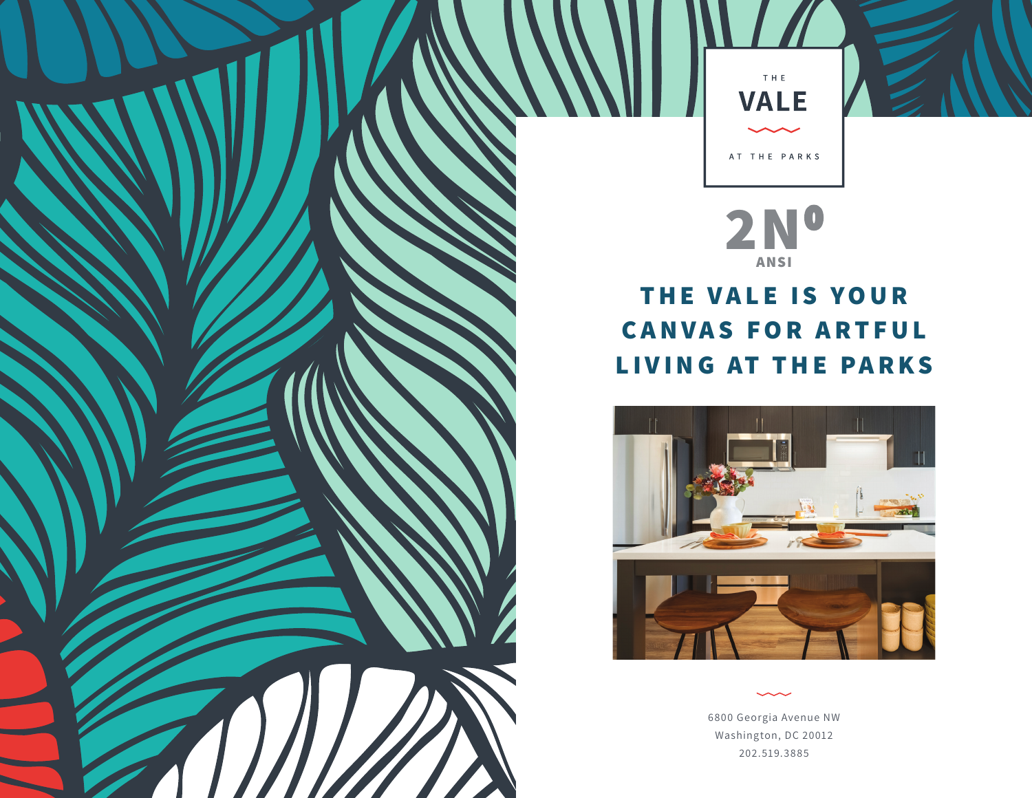THE

# VALE

AT THE PARKS

2N⁰ ANSI

## THE VALE IS YOUR CANVAS FOR ARTFUL LIVING AT THE PARKS

6800 Georgia Avenue NW  
Washington, DC 20012  
202.519.3885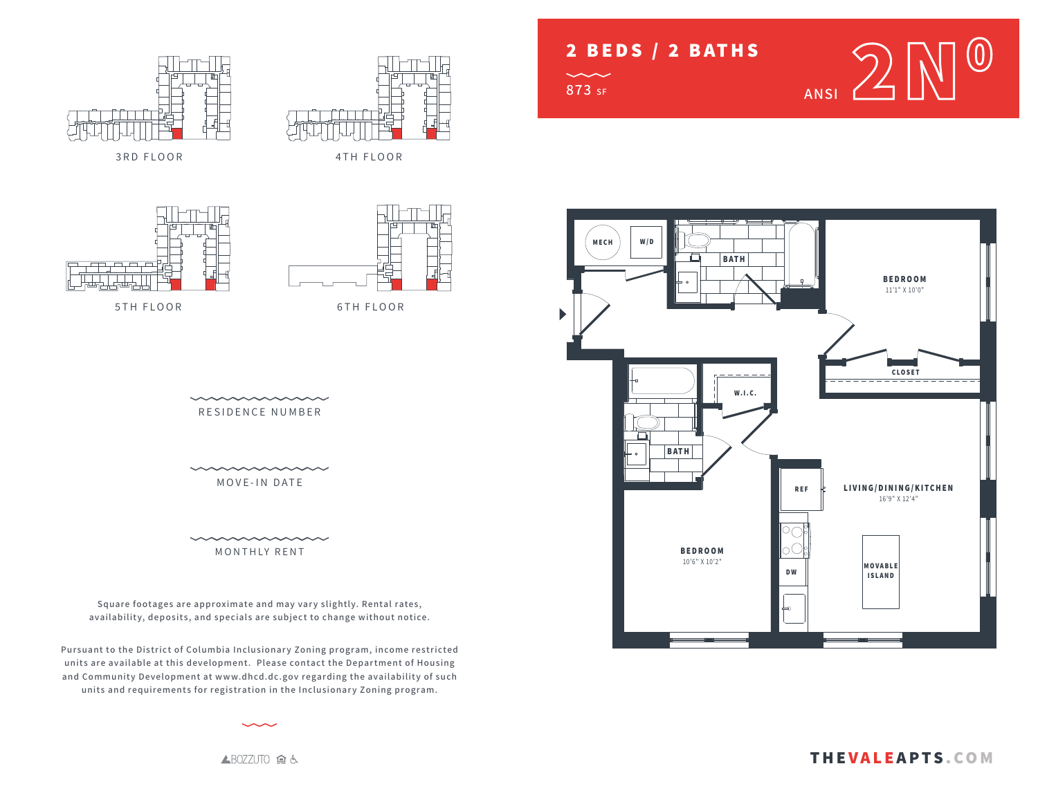## 2 BEDS / 2 BATHS

873 SF

ANSI 2N0

3RD FLOOR

4TH FLOOR

5TH FLOOR

6TH FLOOR

MECH

W/D

BATH

BEDROOM
11'1" X 10'0"

CLOSET

W.I.C.

BATH

REF

LIVING/DINING/KITCHEN
16'9" X 12'4"

BEDROOM
10'6" X 10'2"

DW

MOVABLE ISLAND

RESIDENCE NUMBER

MOVE-IN DATE

MONTHLY RENT

Square footages are approximate and may vary slightly. Rental rates, availability, deposits, and specials are subject to change without notice.

Pursuant to the District of Columbia Inclusionary Zoning program, income restricted units are available at this development. Please contact the Department of Housing and Community Development at www.dhcd.dc.gov regarding the availability of such units and requirements for registration in the Inclusionary Zoning program.

BOZZUTO

THEVALEAPTS.COM